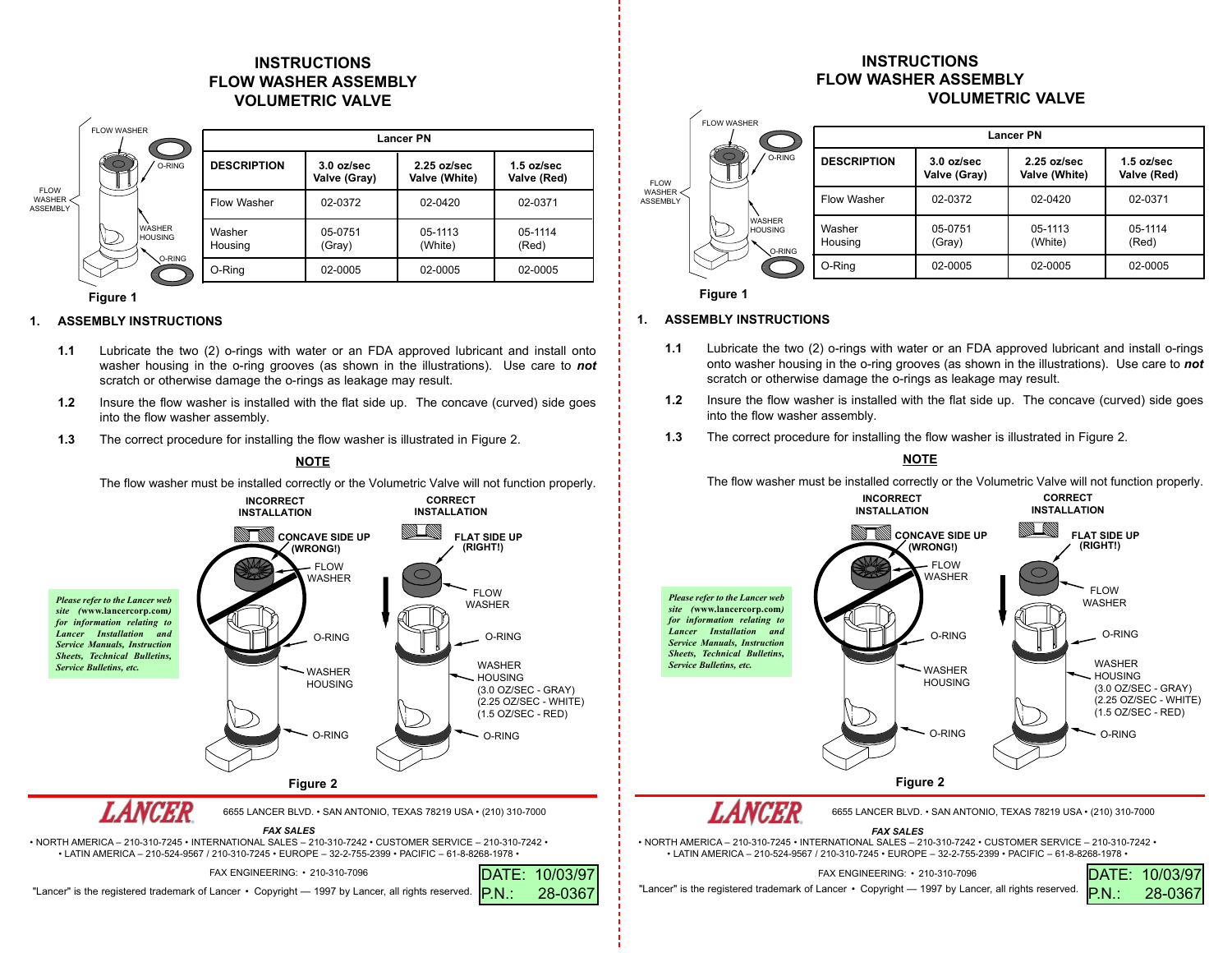# INSTRUCTIONS
# FLOW WASHER ASSEMBLY
# VOLUMETRIC VALVE

| | Lancer PN | | |
|---|---|---|---|
| **DESCRIPTION** | **3.0 oz/sec Valve (Gray)** | **2.25 oz/sec Valve (White)** | **1.5 oz/sec Valve (Red)** |
| Flow Washer | 02-0372 | 02-0420 | 02-0371 |
| Washer Housing | 05-0751 (Gray) | 05-1113 (White) | 05-1114 (Red) |
| O-Ring | 02-0005 | 02-0005 | 02-0005 |

**Figure 1**

## 1. ASSEMBLY INSTRUCTIONS

**1.1** Lubricate the two (2) o-rings with water or an FDA approved lubricant and install onto washer housing in the o-ring grooves (as shown in the illustrations). Use care to ***not*** scratch or otherwise damage the o-rings as leakage may result.

**1.2** Insure the flow washer is installed with the flat side up. The concave (curved) side goes into the flow washer assembly.

**1.3** The correct procedure for installing the flow washer is illustrated in Figure 2.

**NOTE**

The flow washer must be installed correctly or the Volumetric Valve will not function properly.

***Please refer to the Lancer web site (www.lancercorp.com) for information relating to Lancer Installation and Service Manuals, Instruction Sheets, Technical Bulletins, Service Bulletins, etc.***

**Figure 2**

**LANCER** 6655 LANCER BLVD. • SAN ANTONIO, TEXAS 78219 USA • (210) 310-7000

***FAX SALES***

• NORTH AMERICA – 210-310-7245 • INTERNATIONAL SALES – 210-310-7242 • CUSTOMER SERVICE – 210-310-7242 • • LATIN AMERICA – 210-524-9567 / 210-310-7245 • EUROPE – 32-2-755-2399 • PACIFIC – 61-8-8268-1978 •

FAX ENGINEERING: • 210-310-7096

"Lancer" is the registered trademark of Lancer • Copyright — 1997 by Lancer, all rights reserved.

DATE: 10/03/97
P.N.: 28-0367

---

# INSTRUCTIONS
# FLOW WASHER ASSEMBLY
# VOLUMETRIC VALVE

| | Lancer PN | | |
|---|---|---|---|
| **DESCRIPTION** | **3.0 oz/sec Valve (Gray)** | **2.25 oz/sec Valve (White)** | **1.5 oz/sec Valve (Red)** |
| Flow Washer | 02-0372 | 02-0420 | 02-0371 |
| Washer Housing | 05-0751 (Gray) | 05-1113 (White) | 05-1114 (Red) |
| O-Ring | 02-0005 | 02-0005 | 02-0005 |

**Figure 1**

## 1. ASSEMBLY INSTRUCTIONS

**1.1** Lubricate the two (2) o-rings with water or an FDA approved lubricant and install o-rings onto washer housing in the o-ring grooves (as shown in the illustrations). Use care to ***not*** scratch or otherwise damage the o-rings as leakage may result.

**1.2** Insure the flow washer is installed with the flat side up. The concave (curved) side goes into the flow washer assembly.

**1.3** The correct procedure for installing the flow washer is illustrated in Figure 2.

**NOTE**

The flow washer must be installed correctly or the Volumetric Valve will not function properly.

***Please refer to the Lancer web site (www.lancercorp.com) for information relating to Lancer Installation and Service Manuals, Instruction Sheets, Technical Bulletins, Service Bulletins, etc.***

**Figure 2**

**LANCER** 6655 LANCER BLVD. • SAN ANTONIO, TEXAS 78219 USA • (210) 310-7000

***FAX SALES***

• NORTH AMERICA – 210-310-7245 • INTERNATIONAL SALES – 210-310-7242 • CUSTOMER SERVICE – 210-310-7242 • • LATIN AMERICA – 210-524-9567 / 210-310-7245 • EUROPE – 32-2-755-2399 • PACIFIC – 61-8-8268-1978 •

FAX ENGINEERING: • 210-310-7096

"Lancer" is the registered trademark of Lancer • Copyright — 1997 by Lancer, all rights reserved.

DATE: 10/03/97
P.N.: 28-0367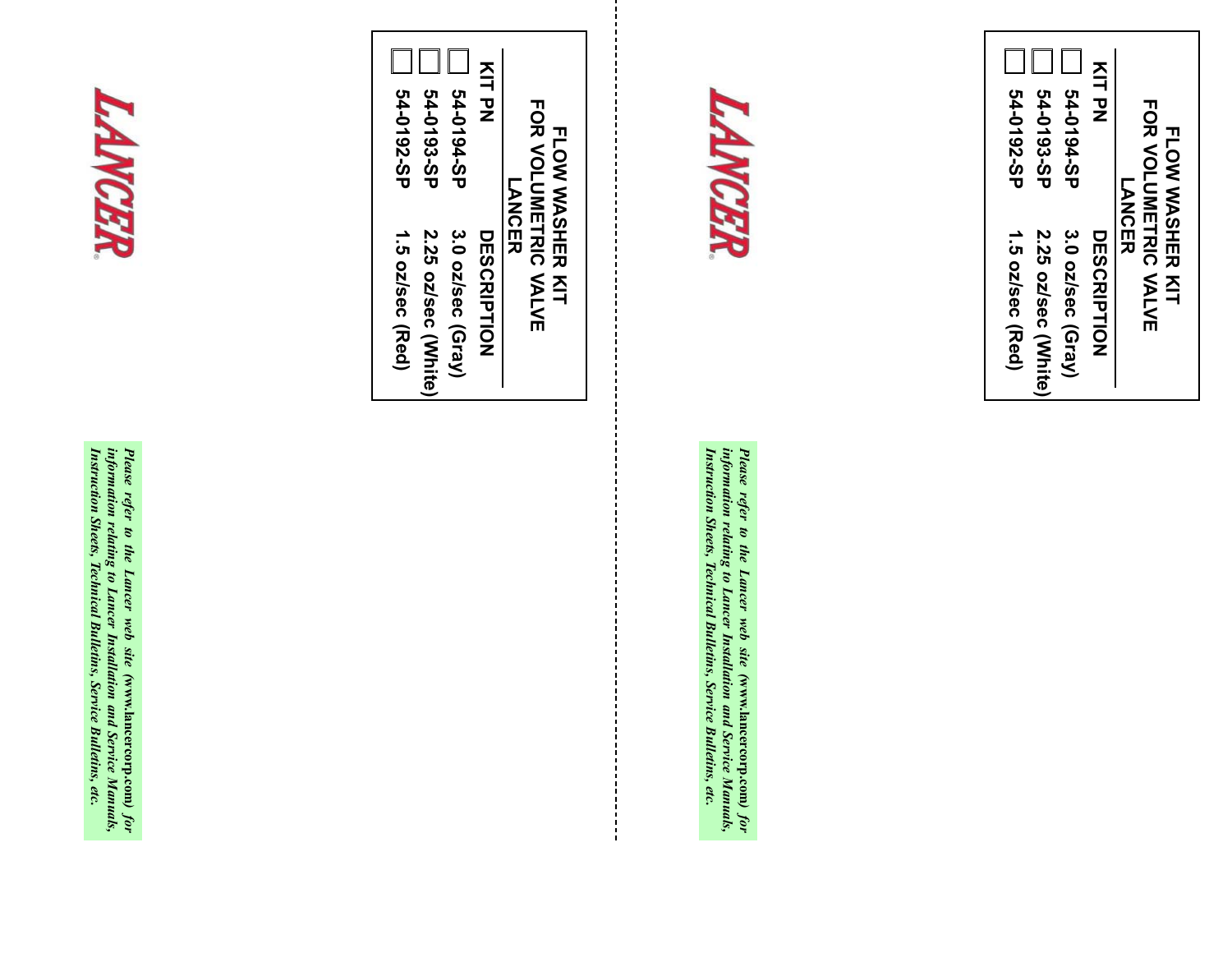## FLOW WASHER KIT FOR VOLUMETRIC VALVE LANCER

| | KIT PN | DESCRIPTION |
|---|---|---|
| ☐ | 54-0194-SP | 3.0 oz/sec (Gray) |
| ☐ | 54-0193-SP | 2.25 oz/sec (White) |
| ☐ | 54-0192-SP | 1.5 oz/sec (Red) |

LANCER®

*Please refer to the Lancer web site (www.lancercorp.com) for information relating to Lancer Installation and Service Manuals, Instruction Sheets, Technical Bulletins, Service Bulletins, etc.*

---

## FLOW WASHER KIT FOR VOLUMETRIC VALVE LANCER

| | KIT PN | DESCRIPTION |
|---|---|---|
| ☐ | 54-0194-SP | 3.0 oz/sec (Gray) |
| ☐ | 54-0193-SP | 2.25 oz/sec (White) |
| ☐ | 54-0192-SP | 1.5 oz/sec (Red) |

LANCER®

*Please refer to the Lancer web site (www.lancercorp.com) for information relating to Lancer Installation and Service Manuals, Instruction Sheets, Technical Bulletins, Service Bulletins, etc.*